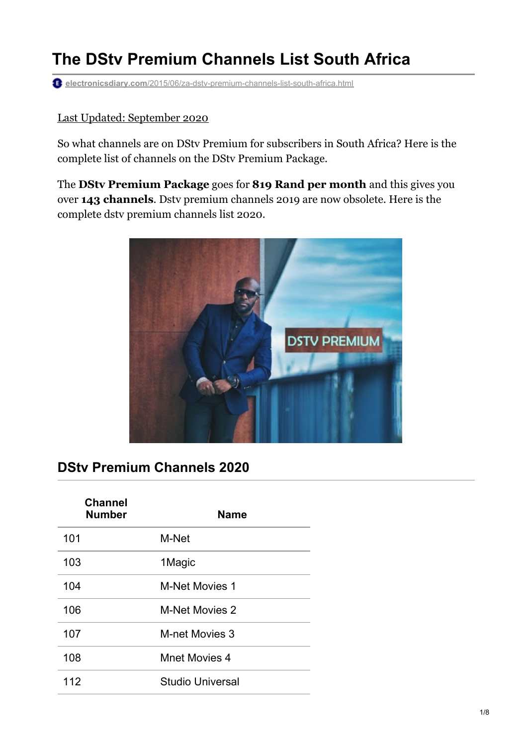# The DStv Premium Channels List South Africa

electronicsdiary.com/2015/06/za-dstv-premium-channels-list-south-africa.html

Last Updated: September 2020

So what channels are on DStv Premium for subscribers in South Africa? Here is the complete list of channels on the DStv Premium Package.

The **DStv Premium Package** goes for **819 Rand per month** and this gives you over **143 channels**. Dstv premium channels 2019 are now obsolete. Here is the complete dstv premium channels list 2020.

## DStv Premium Channels 2020

| Channel Number | Name |
|---|---|
| 101 | M-Net |
| 103 | 1Magic |
| 104 | M-Net Movies 1 |
| 106 | M-Net Movies 2 |
| 107 | M-net Movies 3 |
| 108 | Mnet Movies 4 |
| 112 | Studio Universal |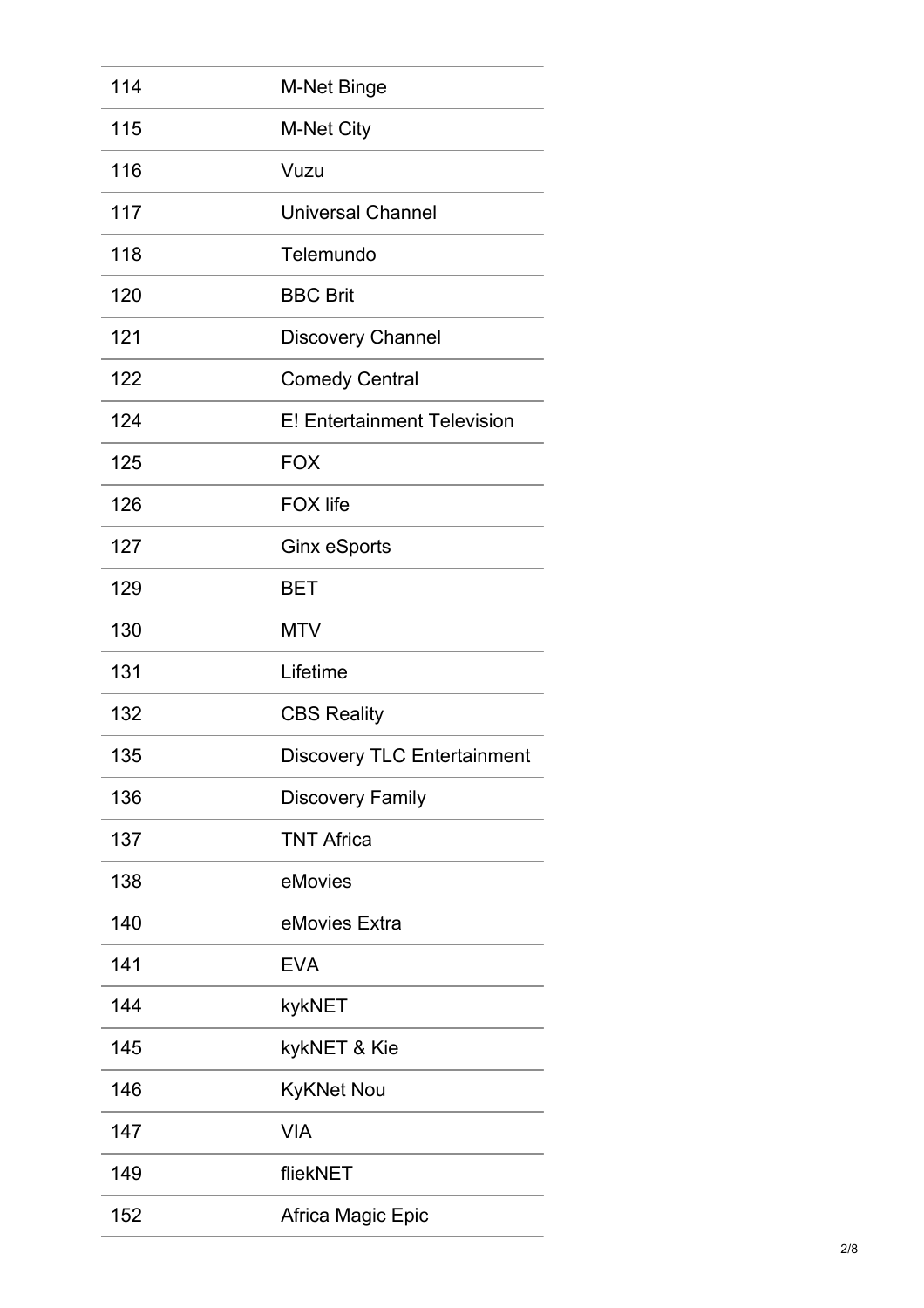| | |
|---|---|
| 114 | M-Net Binge |
| 115 | M-Net City |
| 116 | Vuzu |
| 117 | Universal Channel |
| 118 | Telemundo |
| 120 | BBC Brit |
| 121 | Discovery Channel |
| 122 | Comedy Central |
| 124 | E! Entertainment Television |
| 125 | FOX |
| 126 | FOX life |
| 127 | Ginx eSports |
| 129 | BET |
| 130 | MTV |
| 131 | Lifetime |
| 132 | CBS Reality |
| 135 | Discovery TLC Entertainment |
| 136 | Discovery Family |
| 137 | TNT Africa |
| 138 | eMovies |
| 140 | eMovies Extra |
| 141 | EVA |
| 144 | kykNET |
| 145 | kykNET & Kie |
| 146 | KyKNet Nou |
| 147 | VIA |
| 149 | fliekNET |
| 152 | Africa Magic Epic |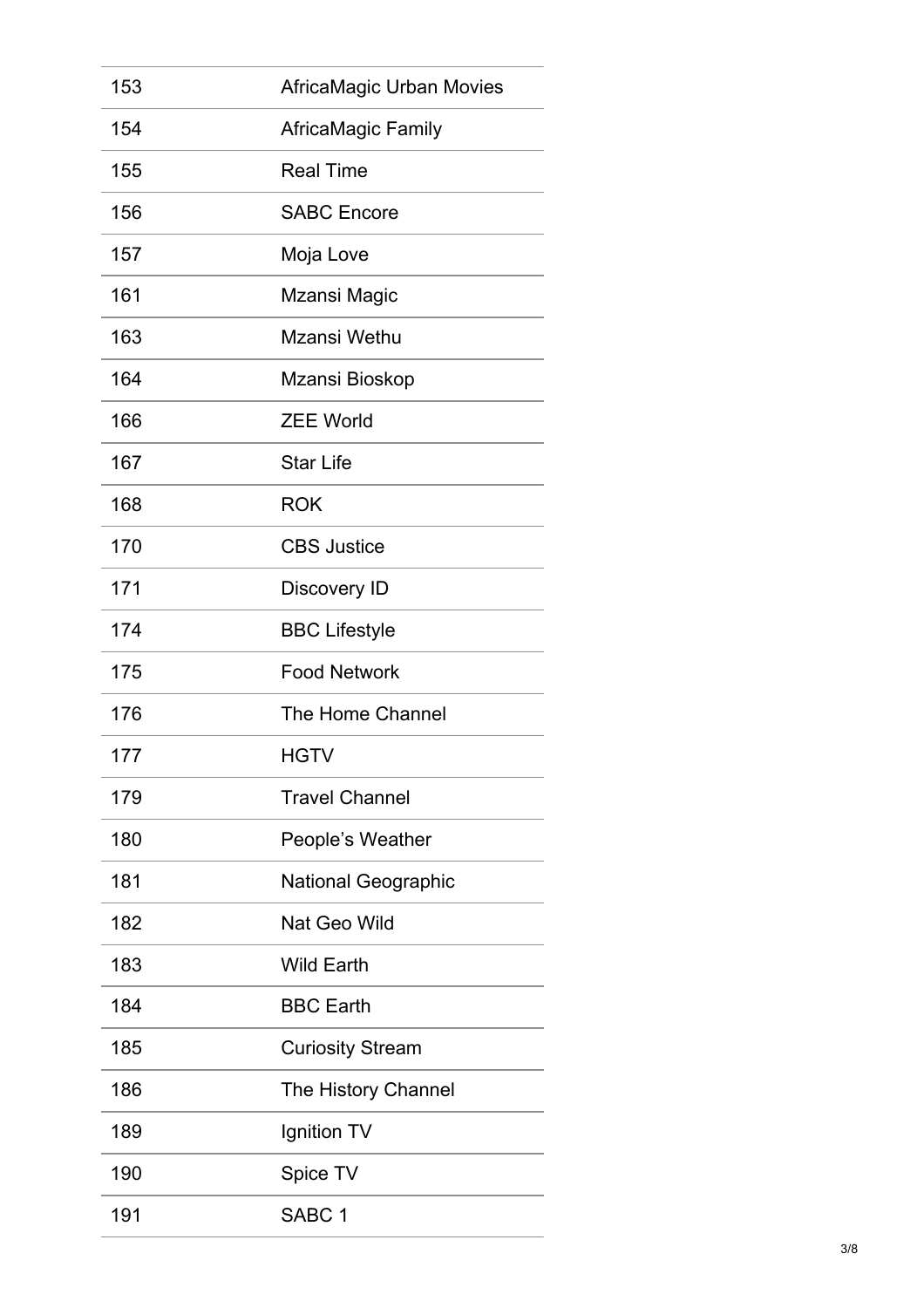| | |
|---|---|
| 153 | AfricaMagic Urban Movies |
| 154 | AfricaMagic Family |
| 155 | Real Time |
| 156 | SABC Encore |
| 157 | Moja Love |
| 161 | Mzansi Magic |
| 163 | Mzansi Wethu |
| 164 | Mzansi Bioskop |
| 166 | ZEE World |
| 167 | Star Life |
| 168 | ROK |
| 170 | CBS Justice |
| 171 | Discovery ID |
| 174 | BBC Lifestyle |
| 175 | Food Network |
| 176 | The Home Channel |
| 177 | HGTV |
| 179 | Travel Channel |
| 180 | People’s Weather |
| 181 | National Geographic |
| 182 | Nat Geo Wild |
| 183 | Wild Earth |
| 184 | BBC Earth |
| 185 | Curiosity Stream |
| 186 | The History Channel |
| 189 | Ignition TV |
| 190 | Spice TV |
| 191 | SABC 1 |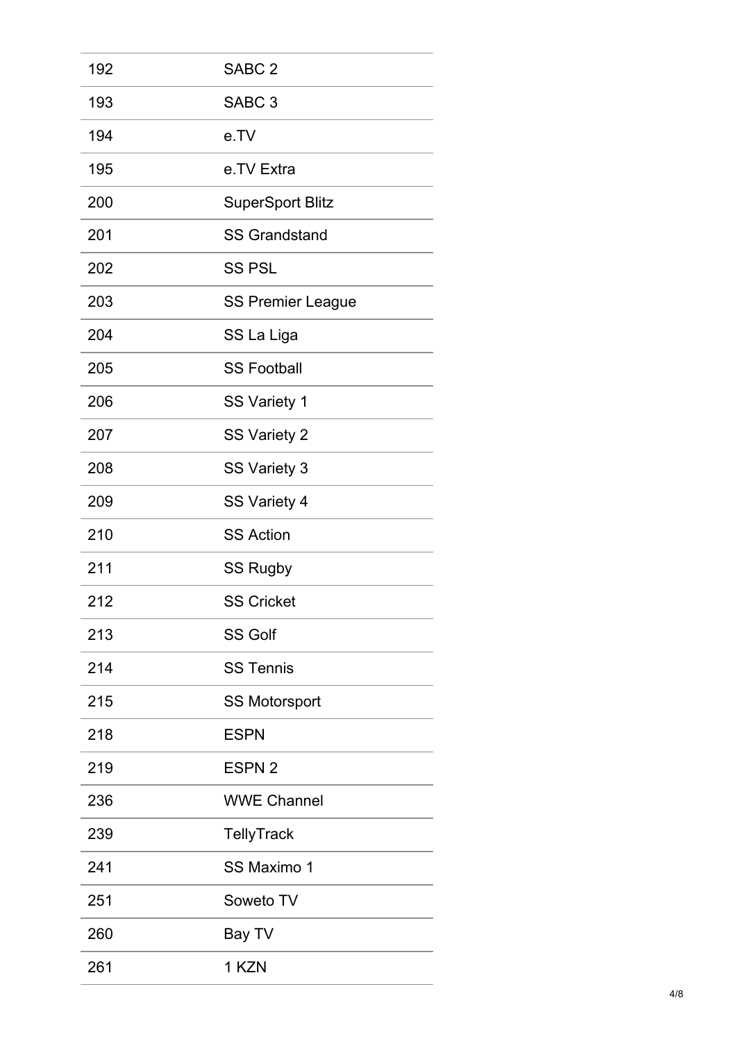| | |
|---|---|
| 192 | SABC 2 |
| 193 | SABC 3 |
| 194 | e.TV |
| 195 | e.TV Extra |
| 200 | SuperSport Blitz |
| 201 | SS Grandstand |
| 202 | SS PSL |
| 203 | SS Premier League |
| 204 | SS La Liga |
| 205 | SS Football |
| 206 | SS Variety 1 |
| 207 | SS Variety 2 |
| 208 | SS Variety 3 |
| 209 | SS Variety 4 |
| 210 | SS Action |
| 211 | SS Rugby |
| 212 | SS Cricket |
| 213 | SS Golf |
| 214 | SS Tennis |
| 215 | SS Motorsport |
| 218 | ESPN |
| 219 | ESPN 2 |
| 236 | WWE Channel |
| 239 | TellyTrack |
| 241 | SS Maximo 1 |
| 251 | Soweto TV |
| 260 | Bay TV |
| 261 | 1 KZN |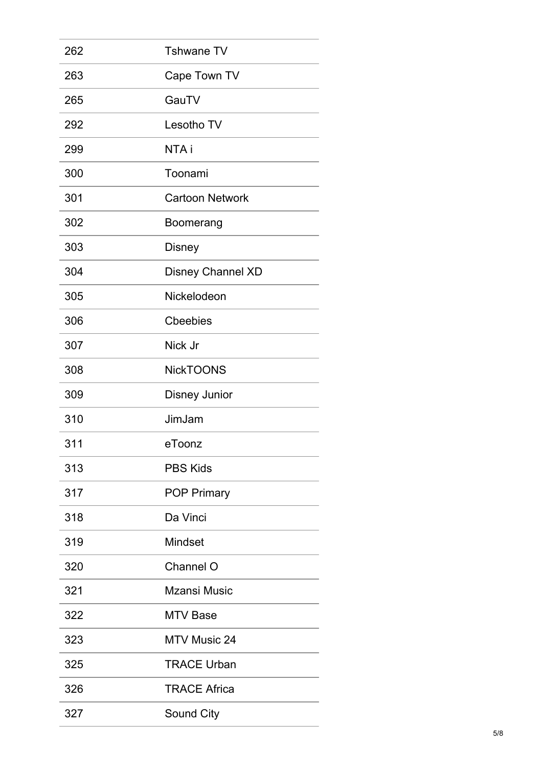| | |
|---|---|
| 262 | Tshwane TV |
| 263 | Cape Town TV |
| 265 | GauTV |
| 292 | Lesotho TV |
| 299 | NTA i |
| 300 | Toonami |
| 301 | Cartoon Network |
| 302 | Boomerang |
| 303 | Disney |
| 304 | Disney Channel XD |
| 305 | Nickelodeon |
| 306 | Cbeebies |
| 307 | Nick Jr |
| 308 | NickTOONS |
| 309 | Disney Junior |
| 310 | JimJam |
| 311 | eToonz |
| 313 | PBS Kids |
| 317 | POP Primary |
| 318 | Da Vinci |
| 319 | Mindset |
| 320 | Channel O |
| 321 | Mzansi Music |
| 322 | MTV Base |
| 323 | MTV Music 24 |
| 325 | TRACE Urban |
| 326 | TRACE Africa |
| 327 | Sound City |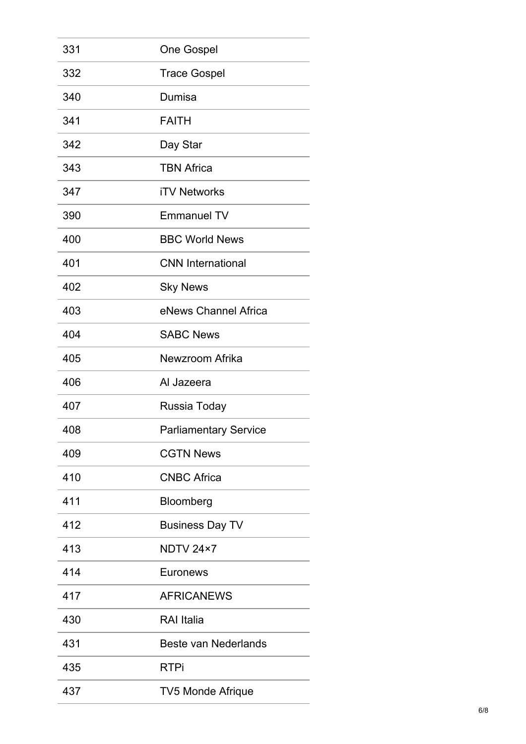| | |
|---|---|
| 331 | One Gospel |
| 332 | Trace Gospel |
| 340 | Dumisa |
| 341 | FAITH |
| 342 | Day Star |
| 343 | TBN Africa |
| 347 | iTV Networks |
| 390 | Emmanuel TV |
| 400 | BBC World News |
| 401 | CNN International |
| 402 | Sky News |
| 403 | eNews Channel Africa |
| 404 | SABC News |
| 405 | Newzroom Afrika |
| 406 | Al Jazeera |
| 407 | Russia Today |
| 408 | Parliamentary Service |
| 409 | CGTN News |
| 410 | CNBC Africa |
| 411 | Bloomberg |
| 412 | Business Day TV |
| 413 | NDTV 24×7 |
| 414 | Euronews |
| 417 | AFRICANEWS |
| 430 | RAI Italia |
| 431 | Beste van Nederlands |
| 435 | RTPi |
| 437 | TV5 Monde Afrique |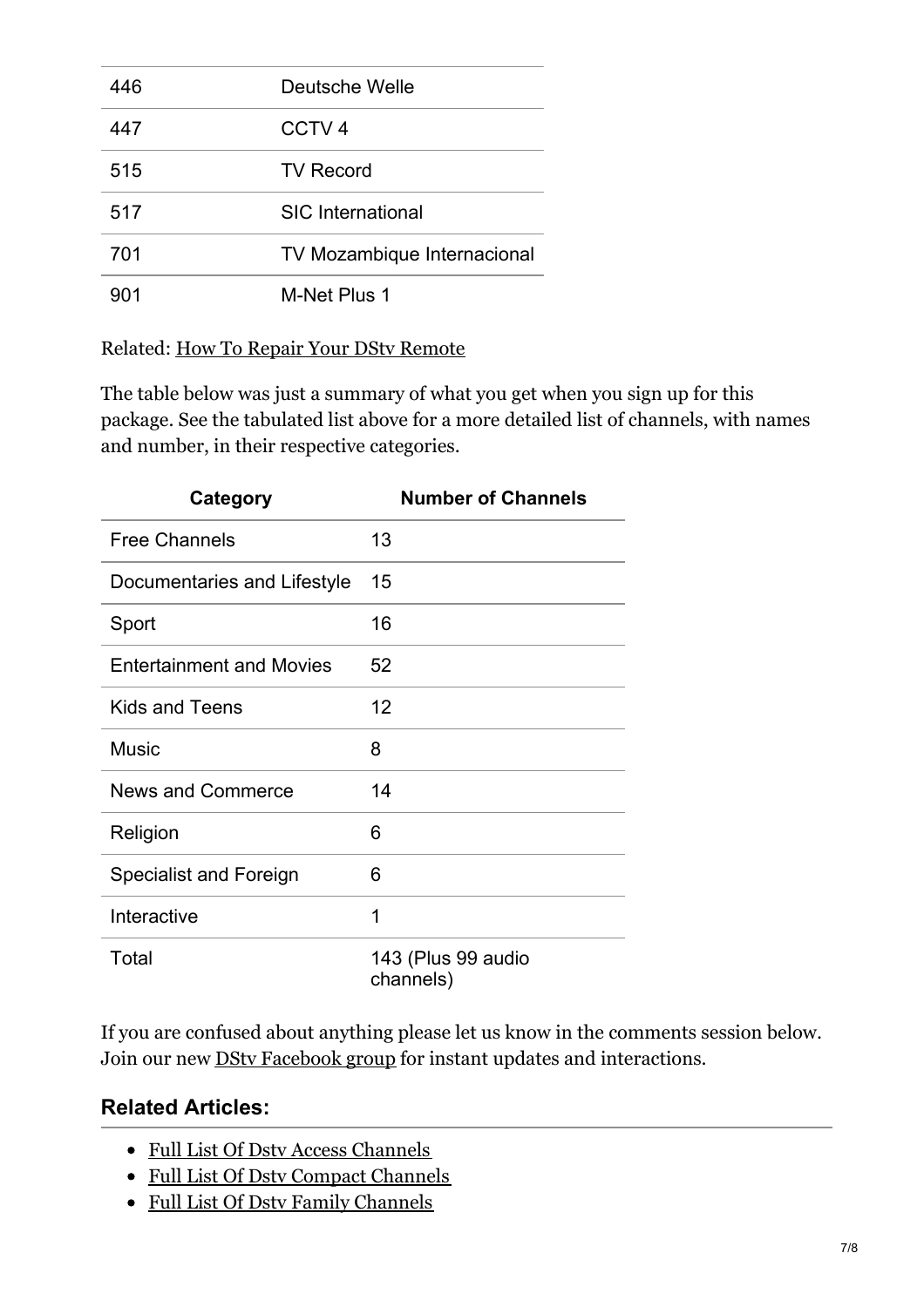| | |
|---|---|
| 446 | Deutsche Welle |
| 447 | CCTV 4 |
| 515 | TV Record |
| 517 | SIC International |
| 701 | TV Mozambique Internacional |
| 901 | M-Net Plus 1 |

Related: How To Repair Your DStv Remote

The table below was just a summary of what you get when you sign up for this package. See the tabulated list above for a more detailed list of channels, with names and number, in their respective categories.

| Category | Number of Channels |
|---|---|
| Free Channels | 13 |
| Documentaries and Lifestyle | 15 |
| Sport | 16 |
| Entertainment and Movies | 52 |
| Kids and Teens | 12 |
| Music | 8 |
| News and Commerce | 14 |
| Religion | 6 |
| Specialist and Foreign | 6 |
| Interactive | 1 |
| Total | 143 (Plus 99 audio channels) |

If you are confused about anything please let us know in the comments session below. Join our new DStv Facebook group for instant updates and interactions.

## Related Articles:

- Full List Of Dstv Access Channels
- Full List Of Dstv Compact Channels
- Full List Of Dstv Family Channels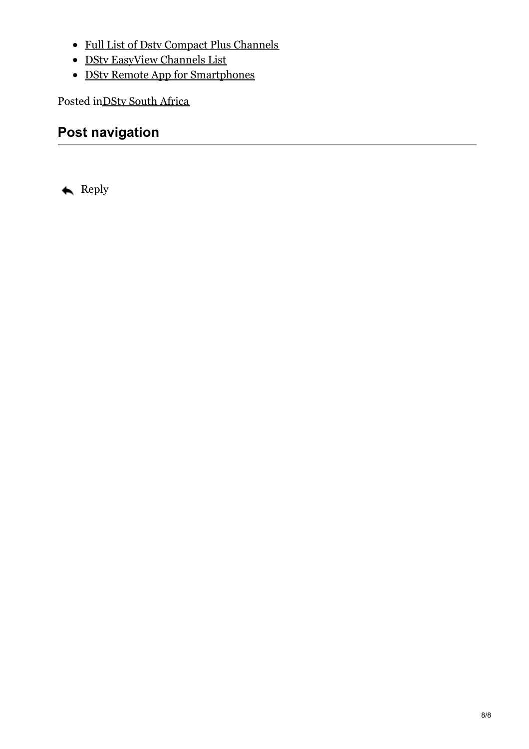- Full List of Dstv Compact Plus Channels
- DStv EasyView Channels List
- DStv Remote App for Smartphones

Posted inDStv South Africa

## Post navigation

Reply